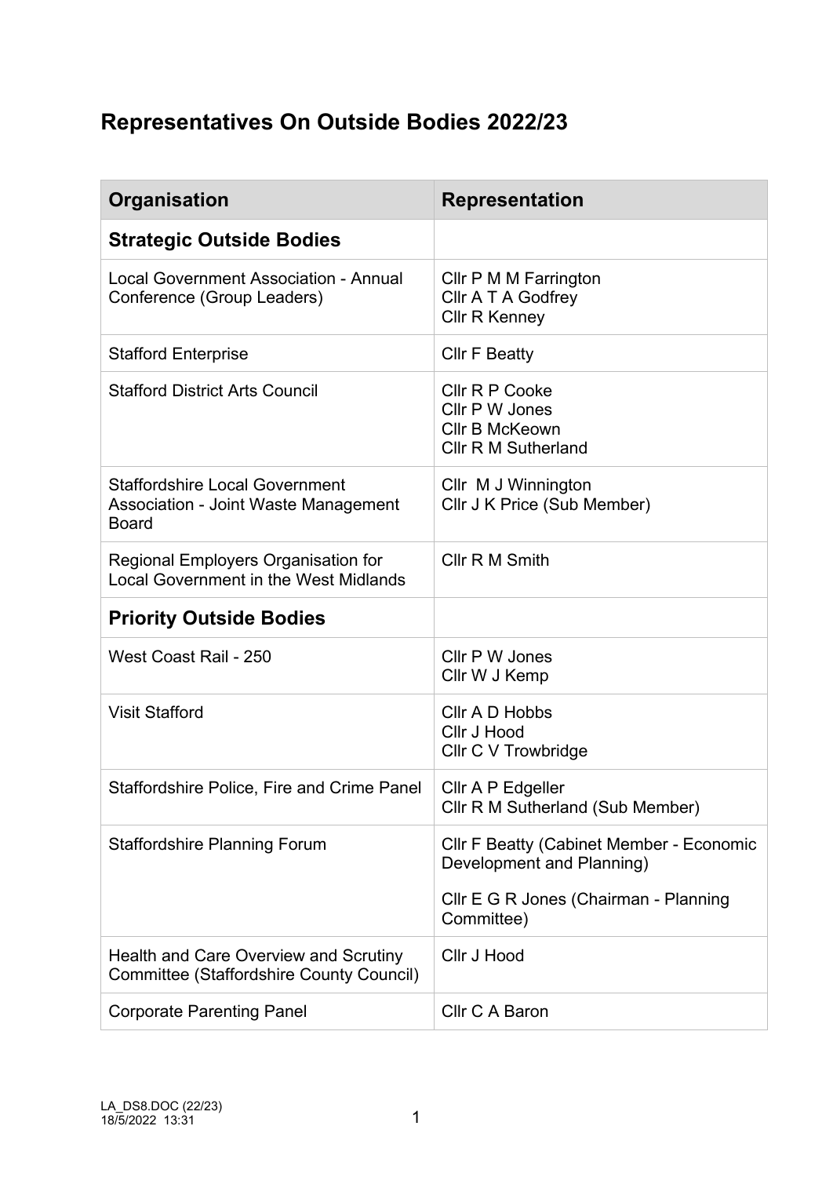# Representatives On Outside Bodies 2022/23

| Organisation | Representation |
|---|---|
| **Strategic Outside Bodies** | |
| Local Government Association - Annual Conference (Group Leaders) | Cllr P M M Farrington<br>Cllr A T A Godfrey<br>Cllr R Kenney |
| Stafford Enterprise | Cllr F Beatty |
| Stafford District Arts Council | Cllr R P Cooke<br>Cllr P W Jones<br>Cllr B McKeown<br>Cllr R M Sutherland |
| Staffordshire Local Government Association - Joint Waste Management Board | Cllr M J Winnington<br>Cllr J K Price (Sub Member) |
| Regional Employers Organisation for Local Government in the West Midlands | Cllr R M Smith |
| **Priority Outside Bodies** | |
| West Coast Rail - 250 | Cllr P W Jones<br>Cllr W J Kemp |
| Visit Stafford | Cllr A D Hobbs<br>Cllr J Hood<br>Cllr C V Trowbridge |
| Staffordshire Police, Fire and Crime Panel | Cllr A P Edgeller<br>Cllr R M Sutherland (Sub Member) |
| Staffordshire Planning Forum | Cllr F Beatty (Cabinet Member - Economic Development and Planning)<br>Cllr E G R Jones (Chairman - Planning Committee) |
| Health and Care Overview and Scrutiny Committee (Staffordshire County Council) | Cllr J Hood |
| Corporate Parenting Panel | Cllr C A Baron |

LA_DS8.DOC (22/23)
18/5/2022 13:31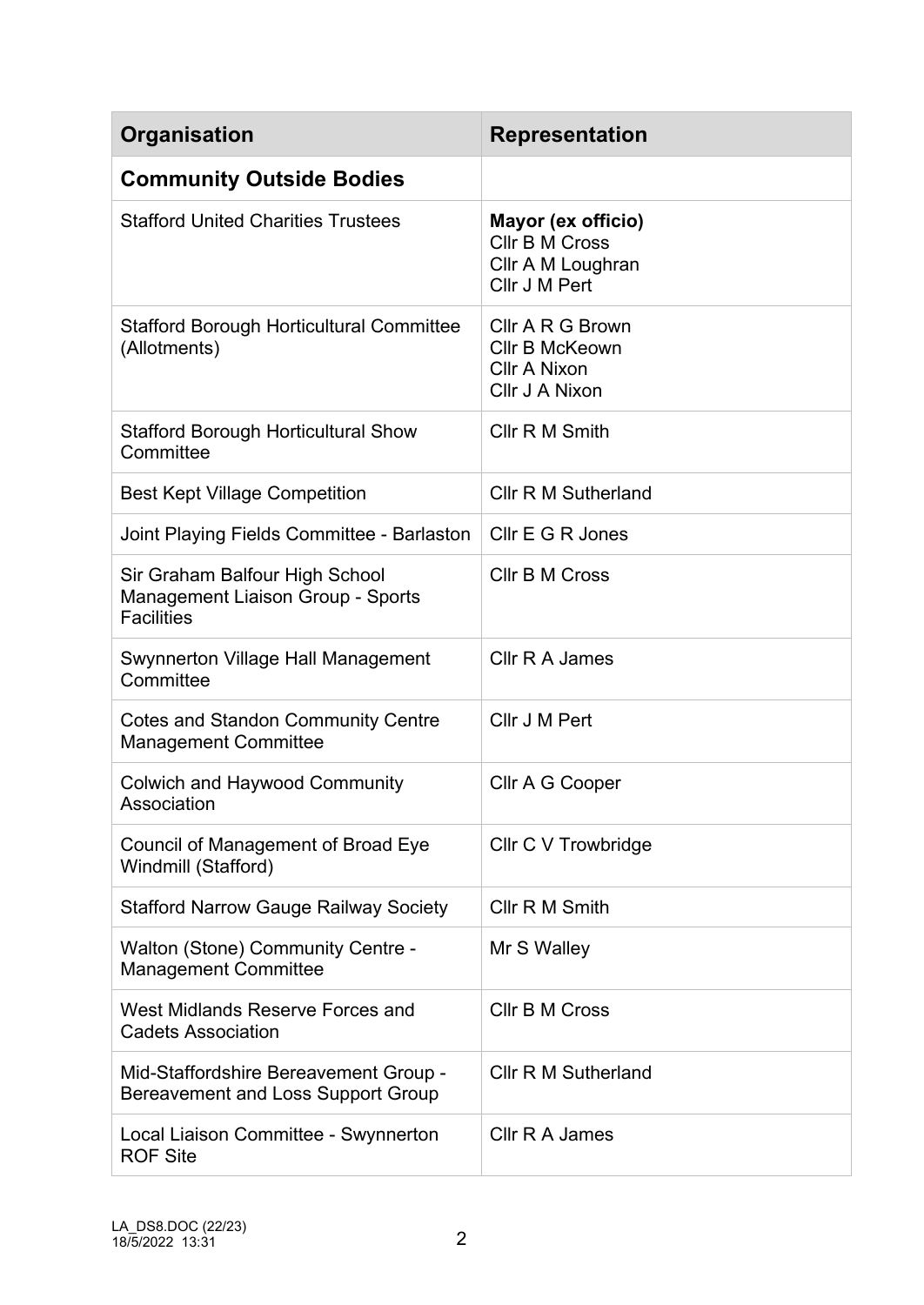| Organisation | Representation |
|---|---|
| **Community Outside Bodies** | |
| Stafford United Charities Trustees | **Mayor (ex officio)**<br>Cllr B M Cross<br>Cllr A M Loughran<br>Cllr J M Pert |
| Stafford Borough Horticultural Committee (Allotments) | Cllr A R G Brown<br>Cllr B McKeown<br>Cllr A Nixon<br>Cllr J A Nixon |
| Stafford Borough Horticultural Show Committee | Cllr R M Smith |
| Best Kept Village Competition | Cllr R M Sutherland |
| Joint Playing Fields Committee - Barlaston | Cllr E G R Jones |
| Sir Graham Balfour High School Management Liaison Group - Sports Facilities | Cllr B M Cross |
| Swynnerton Village Hall Management Committee | Cllr R A James |
| Cotes and Standon Community Centre Management Committee | Cllr J M Pert |
| Colwich and Haywood Community Association | Cllr A G Cooper |
| Council of Management of Broad Eye Windmill (Stafford) | Cllr C V Trowbridge |
| Stafford Narrow Gauge Railway Society | Cllr R M Smith |
| Walton (Stone) Community Centre - Management Committee | Mr S Walley |
| West Midlands Reserve Forces and Cadets Association | Cllr B M Cross |
| Mid-Staffordshire Bereavement Group - Bereavement and Loss Support Group | Cllr R M Sutherland |
| Local Liaison Committee - Swynnerton ROF Site | Cllr R A James |

LA_DS8.DOC (22/23)
18/5/2022 13:31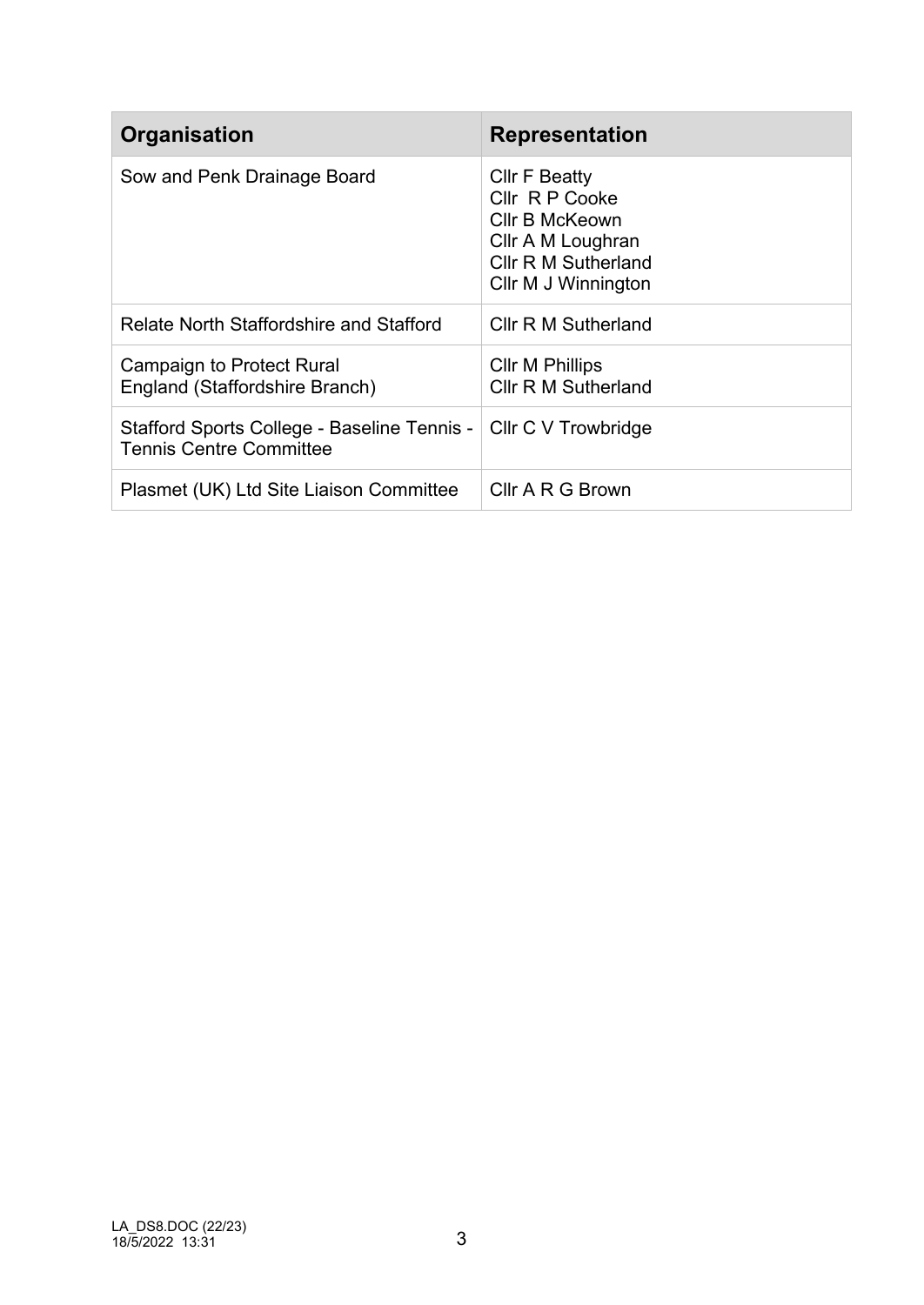| Organisation | Representation |
|---|---|
| Sow and Penk Drainage Board | Cllr F Beatty<br>Cllr R P Cooke<br>Cllr B McKeown<br>Cllr A M Loughran<br>Cllr R M Sutherland<br>Cllr M J Winnington |
| Relate North Staffordshire and Stafford | Cllr R M Sutherland |
| Campaign to Protect Rural England (Staffordshire Branch) | Cllr M Phillips<br>Cllr R M Sutherland |
| Stafford Sports College - Baseline Tennis - Tennis Centre Committee | Cllr C V Trowbridge |
| Plasmet (UK) Ltd Site Liaison Committee | Cllr A R G Brown |

LA_DS8.DOC (22/23)
18/5/2022 13:31